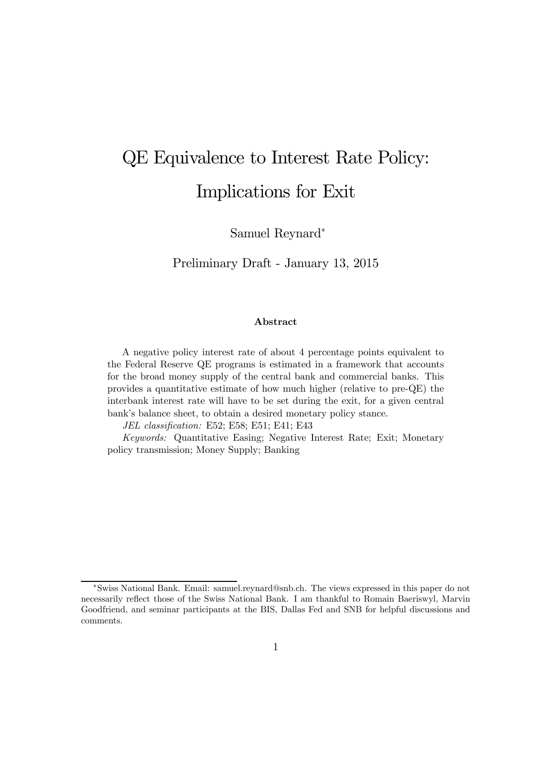# QE Equivalence to Interest Rate Policy: Implications for Exit

Samuel Reynard[*]

Preliminary Draft - January 13, 2015

### Abstract

A negative policy interest rate of about 4 percentage points equivalent to the Federal Reserve QE programs is estimated in a framework that accounts for the broad money supply of the central bank and commercial banks. This provides a quantitative estimate of how much higher (relative to pre-QE) the interbank interest rate will have to be set during the exit, for a given central bank's balance sheet, to obtain a desired monetary policy stance.

*JEL classification:* E52; E58; E51; E41; E43

*Keywords:* Quantitative Easing; Negative Interest Rate; Exit; Monetary policy transmission; Money Supply; Banking

---

[*] Swiss National Bank. Email: samuel.reynard@snb.ch. The views expressed in this paper do not necessarily reflect those of the Swiss National Bank. I am thankful to Romain Baeriswyl, Marvin Goodfriend, and seminar participants at the BIS, Dallas Fed and SNB for helpful discussions and comments.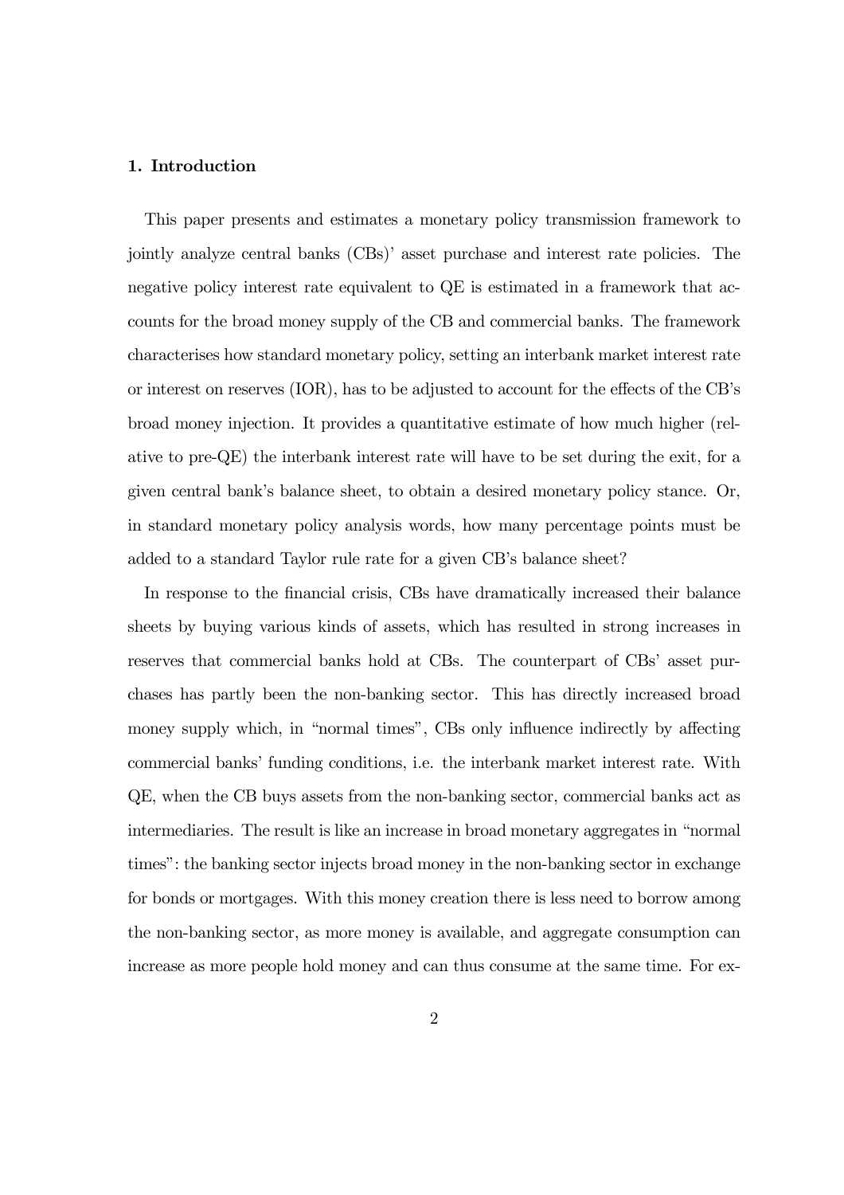## 1. Introduction

This paper presents and estimates a monetary policy transmission framework to jointly analyze central banks (CBs)' asset purchase and interest rate policies. The negative policy interest rate equivalent to QE is estimated in a framework that accounts for the broad money supply of the CB and commercial banks. The framework characterises how standard monetary policy, setting an interbank market interest rate or interest on reserves (IOR), has to be adjusted to account for the effects of the CB's broad money injection. It provides a quantitative estimate of how much higher (relative to pre-QE) the interbank interest rate will have to be set during the exit, for a given central bank's balance sheet, to obtain a desired monetary policy stance. Or, in standard monetary policy analysis words, how many percentage points must be added to a standard Taylor rule rate for a given CB's balance sheet?

In response to the financial crisis, CBs have dramatically increased their balance sheets by buying various kinds of assets, which has resulted in strong increases in reserves that commercial banks hold at CBs. The counterpart of CBs' asset purchases has partly been the non-banking sector. This has directly increased broad money supply which, in "normal times", CBs only influence indirectly by affecting commercial banks' funding conditions, i.e. the interbank market interest rate. With QE, when the CB buys assets from the non-banking sector, commercial banks act as intermediaries. The result is like an increase in broad monetary aggregates in "normal times": the banking sector injects broad money in the non-banking sector in exchange for bonds or mortgages. With this money creation there is less need to borrow among the non-banking sector, as more money is available, and aggregate consumption can increase as more people hold money and can thus consume at the same time. For ex-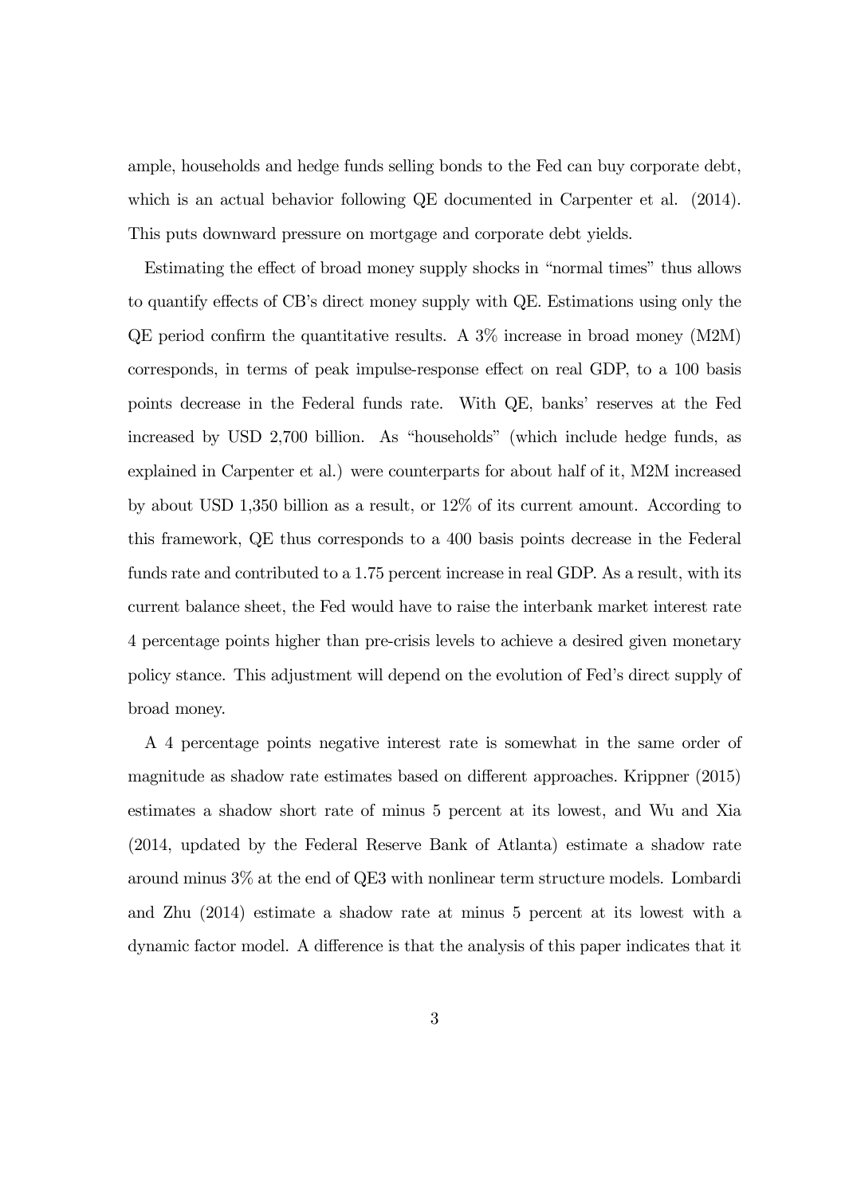ample, households and hedge funds selling bonds to the Fed can buy corporate debt, which is an actual behavior following QE documented in Carpenter et al. (2014). This puts downward pressure on mortgage and corporate debt yields.

Estimating the effect of broad money supply shocks in "normal times" thus allows to quantify effects of CB's direct money supply with QE. Estimations using only the QE period confirm the quantitative results. A 3% increase in broad money (M2M) corresponds, in terms of peak impulse-response effect on real GDP, to a 100 basis points decrease in the Federal funds rate. With QE, banks' reserves at the Fed increased by USD 2,700 billion. As "households" (which include hedge funds, as explained in Carpenter et al.) were counterparts for about half of it, M2M increased by about USD 1,350 billion as a result, or 12% of its current amount. According to this framework, QE thus corresponds to a 400 basis points decrease in the Federal funds rate and contributed to a 1.75 percent increase in real GDP. As a result, with its current balance sheet, the Fed would have to raise the interbank market interest rate 4 percentage points higher than pre-crisis levels to achieve a desired given monetary policy stance. This adjustment will depend on the evolution of Fed's direct supply of broad money.

A 4 percentage points negative interest rate is somewhat in the same order of magnitude as shadow rate estimates based on different approaches. Krippner (2015) estimates a shadow short rate of minus 5 percent at its lowest, and Wu and Xia (2014, updated by the Federal Reserve Bank of Atlanta) estimate a shadow rate around minus 3% at the end of QE3 with nonlinear term structure models. Lombardi and Zhu (2014) estimate a shadow rate at minus 5 percent at its lowest with a dynamic factor model. A difference is that the analysis of this paper indicates that it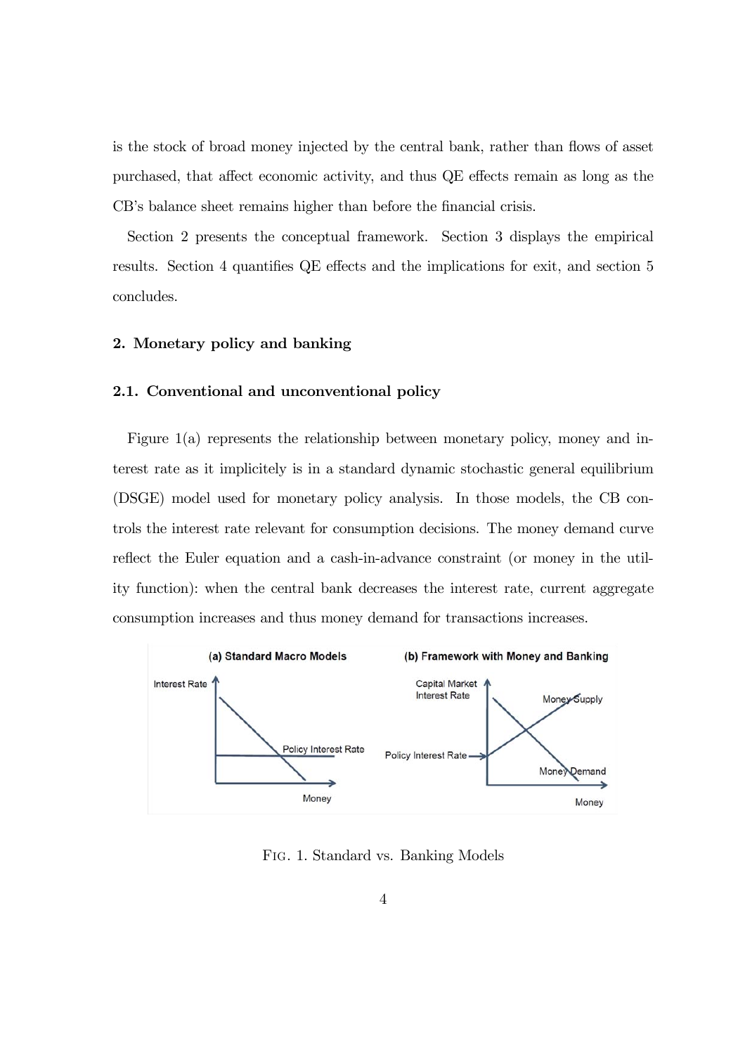is the stock of broad money injected by the central bank, rather than flows of asset purchased, that affect economic activity, and thus QE effects remain as long as the CB's balance sheet remains higher than before the financial crisis.

Section 2 presents the conceptual framework. Section 3 displays the empirical results. Section 4 quantifies QE effects and the implications for exit, and section 5 concludes.

## 2. Monetary policy and banking

### 2.1. Conventional and unconventional policy

Figure 1(a) represents the relationship between monetary policy, money and interest rate as it implicitely is in a standard dynamic stochastic general equilibrium (DSGE) model used for monetary policy analysis. In those models, the CB controls the interest rate relevant for consumption decisions. The money demand curve reflect the Euler equation and a cash-in-advance constraint (or money in the utility function): when the central bank decreases the interest rate, current aggregate consumption increases and thus money demand for transactions increases.

FIG. 1. Standard vs. Banking Models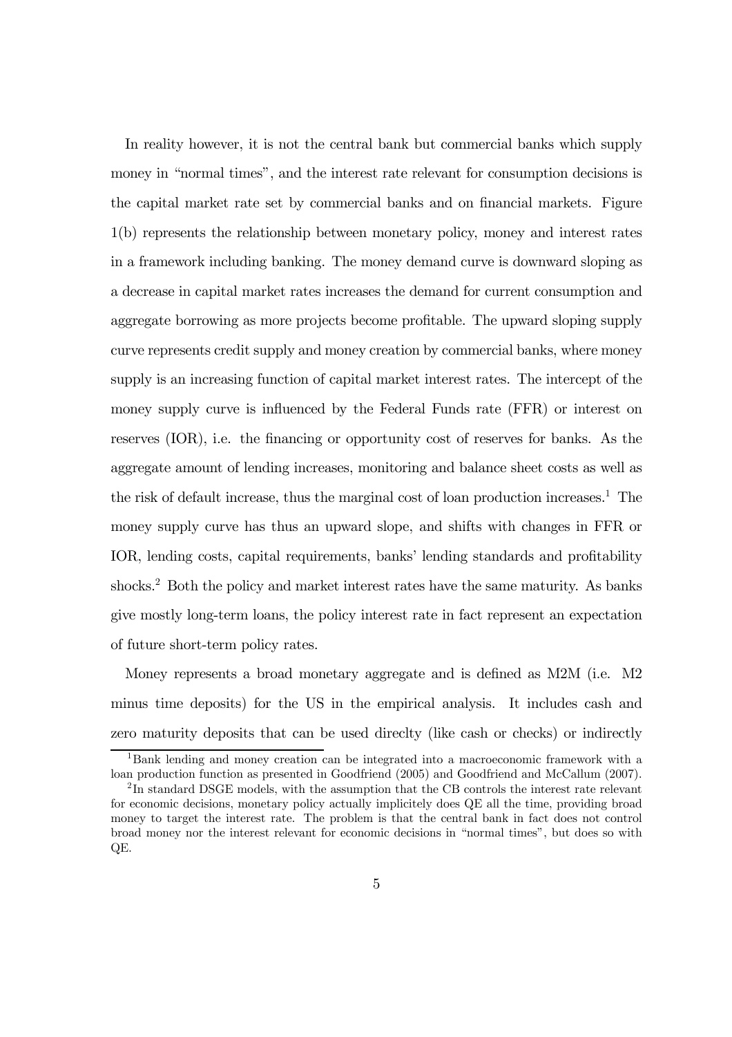In reality however, it is not the central bank but commercial banks which supply money in "normal times", and the interest rate relevant for consumption decisions is the capital market rate set by commercial banks and on financial markets. Figure 1(b) represents the relationship between monetary policy, money and interest rates in a framework including banking. The money demand curve is downward sloping as a decrease in capital market rates increases the demand for current consumption and aggregate borrowing as more projects become profitable. The upward sloping supply curve represents credit supply and money creation by commercial banks, where money supply is an increasing function of capital market interest rates. The intercept of the money supply curve is influenced by the Federal Funds rate (FFR) or interest on reserves (IOR), i.e. the financing or opportunity cost of reserves for banks. As the aggregate amount of lending increases, monitoring and balance sheet costs as well as the risk of default increase, thus the marginal cost of loan production increases.[1] The money supply curve has thus an upward slope, and shifts with changes in FFR or IOR, lending costs, capital requirements, banks' lending standards and profitability shocks.[2] Both the policy and market interest rates have the same maturity. As banks give mostly long-term loans, the policy interest rate in fact represent an expectation of future short-term policy rates.

Money represents a broad monetary aggregate and is defined as M2M (i.e. M2 minus time deposits) for the US in the empirical analysis. It includes cash and zero maturity deposits that can be used direclty (like cash or checks) or indirectly

[1] Bank lending and money creation can be integrated into a macroeconomic framework with a loan production function as presented in Goodfriend (2005) and Goodfriend and McCallum (2007).

[2] In standard DSGE models, with the assumption that the CB controls the interest rate relevant for economic decisions, monetary policy actually implicitely does QE all the time, providing broad money to target the interest rate. The problem is that the central bank in fact does not control broad money nor the interest relevant for economic decisions in "normal times", but does so with QE.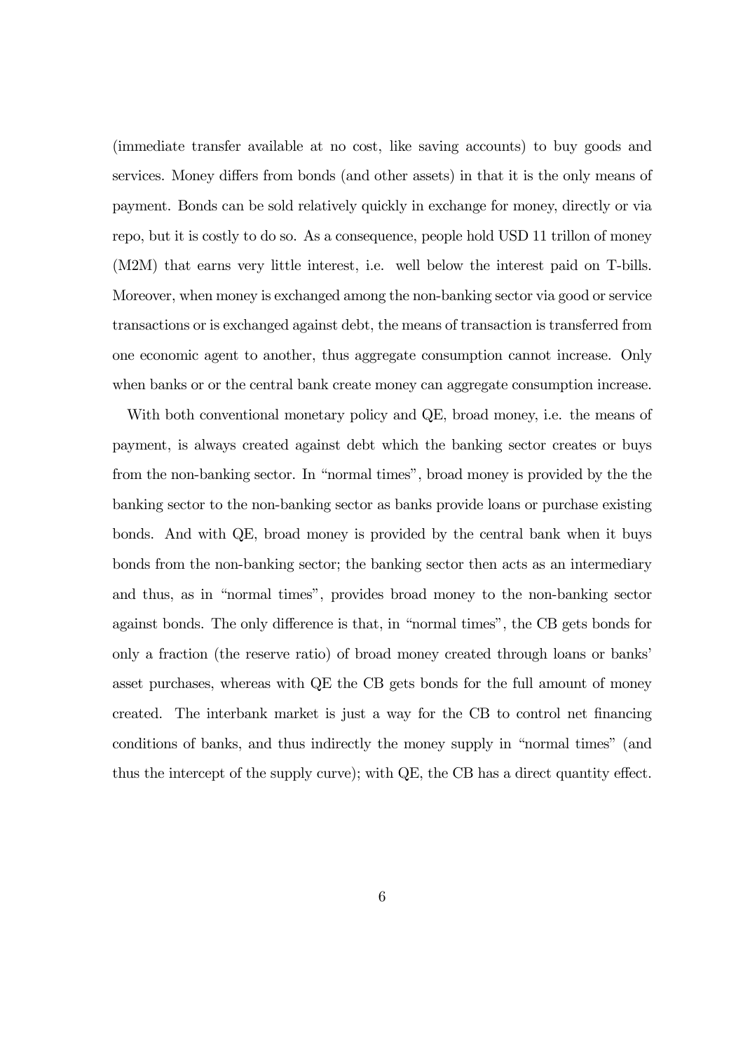(immediate transfer available at no cost, like saving accounts) to buy goods and services. Money differs from bonds (and other assets) in that it is the only means of payment. Bonds can be sold relatively quickly in exchange for money, directly or via repo, but it is costly to do so. As a consequence, people hold USD 11 trillon of money (M2M) that earns very little interest, i.e. well below the interest paid on T-bills. Moreover, when money is exchanged among the non-banking sector via good or service transactions or is exchanged against debt, the means of transaction is transferred from one economic agent to another, thus aggregate consumption cannot increase. Only when banks or or the central bank create money can aggregate consumption increase.

With both conventional monetary policy and QE, broad money, i.e. the means of payment, is always created against debt which the banking sector creates or buys from the non-banking sector. In "normal times", broad money is provided by the the banking sector to the non-banking sector as banks provide loans or purchase existing bonds. And with QE, broad money is provided by the central bank when it buys bonds from the non-banking sector; the banking sector then acts as an intermediary and thus, as in "normal times", provides broad money to the non-banking sector against bonds. The only difference is that, in "normal times", the CB gets bonds for only a fraction (the reserve ratio) of broad money created through loans or banks' asset purchases, whereas with QE the CB gets bonds for the full amount of money created. The interbank market is just a way for the CB to control net financing conditions of banks, and thus indirectly the money supply in "normal times" (and thus the intercept of the supply curve); with QE, the CB has a direct quantity effect.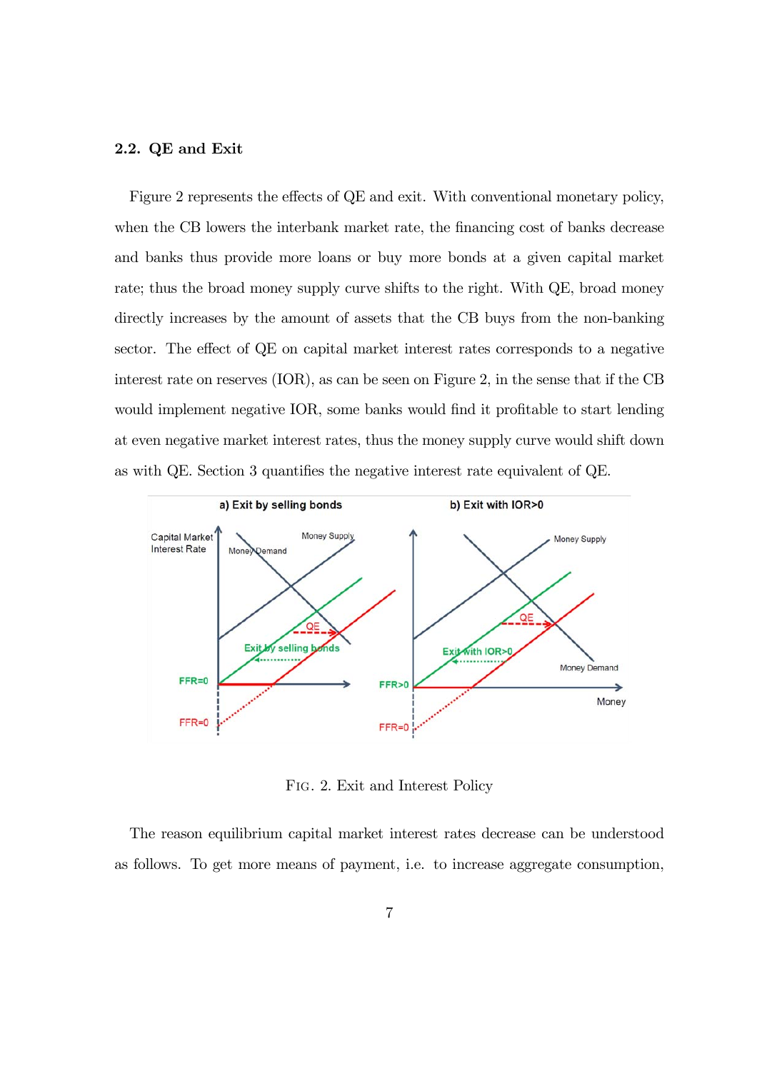### 2.2. QE and Exit

Figure 2 represents the effects of QE and exit. With conventional monetary policy, when the CB lowers the interbank market rate, the financing cost of banks decrease and banks thus provide more loans or buy more bonds at a given capital market rate; thus the broad money supply curve shifts to the right. With QE, broad money directly increases by the amount of assets that the CB buys from the non-banking sector. The effect of QE on capital market interest rates corresponds to a negative interest rate on reserves (IOR), as can be seen on Figure 2, in the sense that if the CB would implement negative IOR, some banks would find it profitable to start lending at even negative market interest rates, thus the money supply curve would shift down as with QE. Section 3 quantifies the negative interest rate equivalent of QE.

FIG. 2. Exit and Interest Policy

The reason equilibrium capital market interest rates decrease can be understood as follows. To get more means of payment, i.e. to increase aggregate consumption,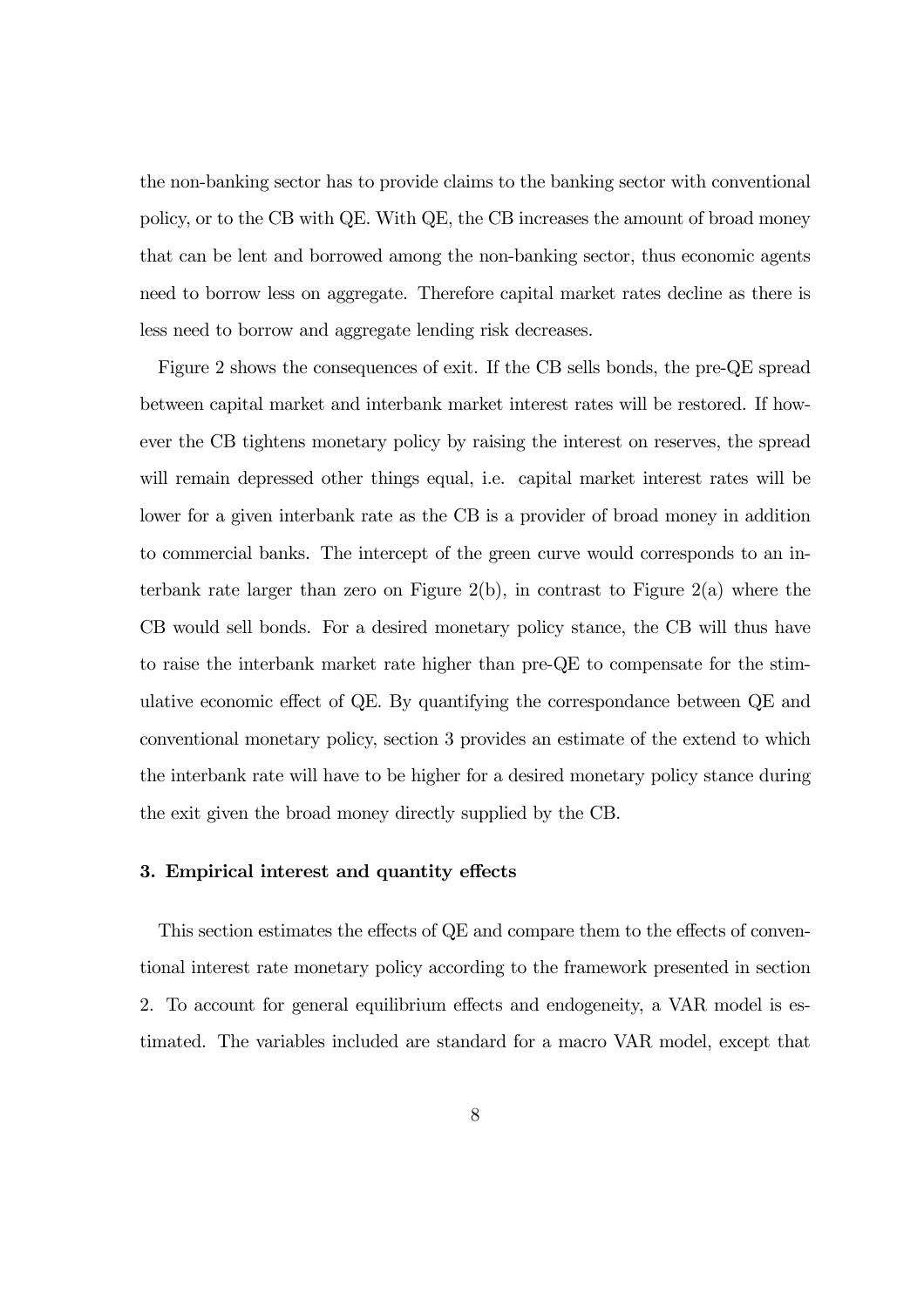the non-banking sector has to provide claims to the banking sector with conventional policy, or to the CB with QE. With QE, the CB increases the amount of broad money that can be lent and borrowed among the non-banking sector, thus economic agents need to borrow less on aggregate. Therefore capital market rates decline as there is less need to borrow and aggregate lending risk decreases.

Figure 2 shows the consequences of exit. If the CB sells bonds, the pre-QE spread between capital market and interbank market interest rates will be restored. If however the CB tightens monetary policy by raising the interest on reserves, the spread will remain depressed other things equal, i.e. capital market interest rates will be lower for a given interbank rate as the CB is a provider of broad money in addition to commercial banks. The intercept of the green curve would corresponds to an interbank rate larger than zero on Figure 2(b), in contrast to Figure 2(a) where the CB would sell bonds. For a desired monetary policy stance, the CB will thus have to raise the interbank market rate higher than pre-QE to compensate for the stimulative economic effect of QE. By quantifying the correspondance between QE and conventional monetary policy, section 3 provides an estimate of the extend to which the interbank rate will have to be higher for a desired monetary policy stance during the exit given the broad money directly supplied by the CB.

### 3. Empirical interest and quantity effects

This section estimates the effects of QE and compare them to the effects of conventional interest rate monetary policy according to the framework presented in section 2. To account for general equilibrium effects and endogeneity, a VAR model is estimated. The variables included are standard for a macro VAR model, except that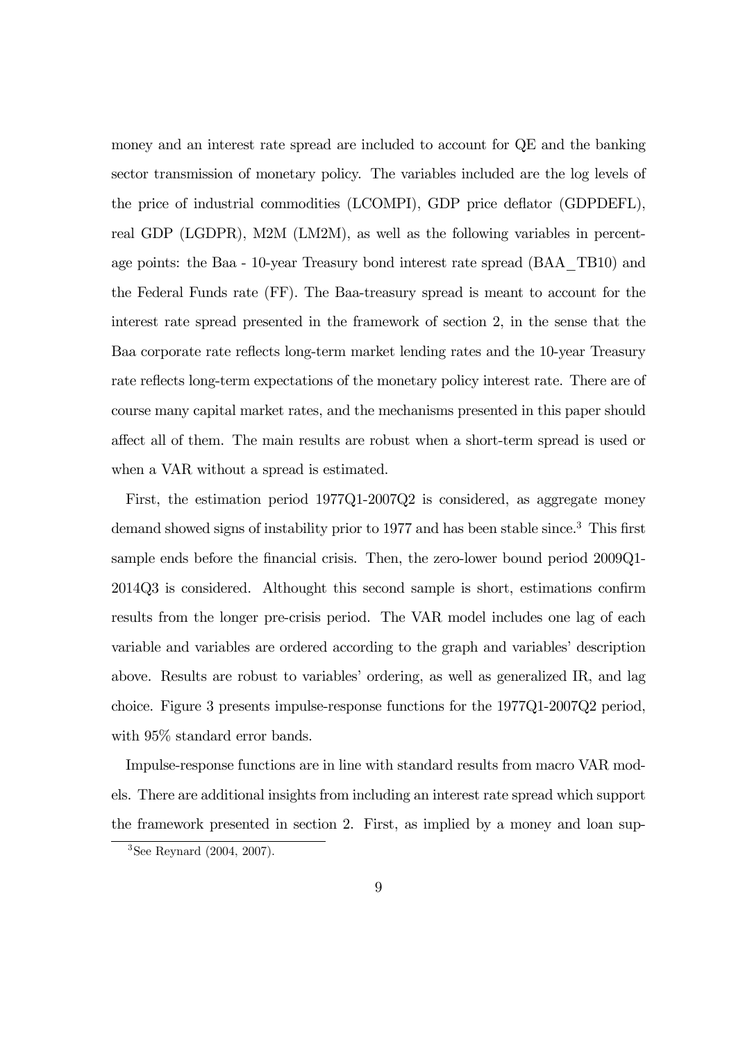money and an interest rate spread are included to account for QE and the banking sector transmission of monetary policy. The variables included are the log levels of the price of industrial commodities (LCOMPI), GDP price deflator (GDPDEFL), real GDP (LGDPR), M2M (LM2M), as well as the following variables in percentage points: the Baa - 10-year Treasury bond interest rate spread (BAA_TB10) and the Federal Funds rate (FF). The Baa-treasury spread is meant to account for the interest rate spread presented in the framework of section 2, in the sense that the Baa corporate rate reflects long-term market lending rates and the 10-year Treasury rate reflects long-term expectations of the monetary policy interest rate. There are of course many capital market rates, and the mechanisms presented in this paper should affect all of them. The main results are robust when a short-term spread is used or when a VAR without a spread is estimated.

First, the estimation period 1977Q1-2007Q2 is considered, as aggregate money demand showed signs of instability prior to 1977 and has been stable since.[3] This first sample ends before the financial crisis. Then, the zero-lower bound period 2009Q1-2014Q3 is considered. Althought this second sample is short, estimations confirm results from the longer pre-crisis period. The VAR model includes one lag of each variable and variables are ordered according to the graph and variables' description above. Results are robust to variables' ordering, as well as generalized IR, and lag choice. Figure 3 presents impulse-response functions for the 1977Q1-2007Q2 period, with 95% standard error bands.

Impulse-response functions are in line with standard results from macro VAR models. There are additional insights from including an interest rate spread which support the framework presented in section 2. First, as implied by a money and loan sup-

[3] See Reynard (2004, 2007).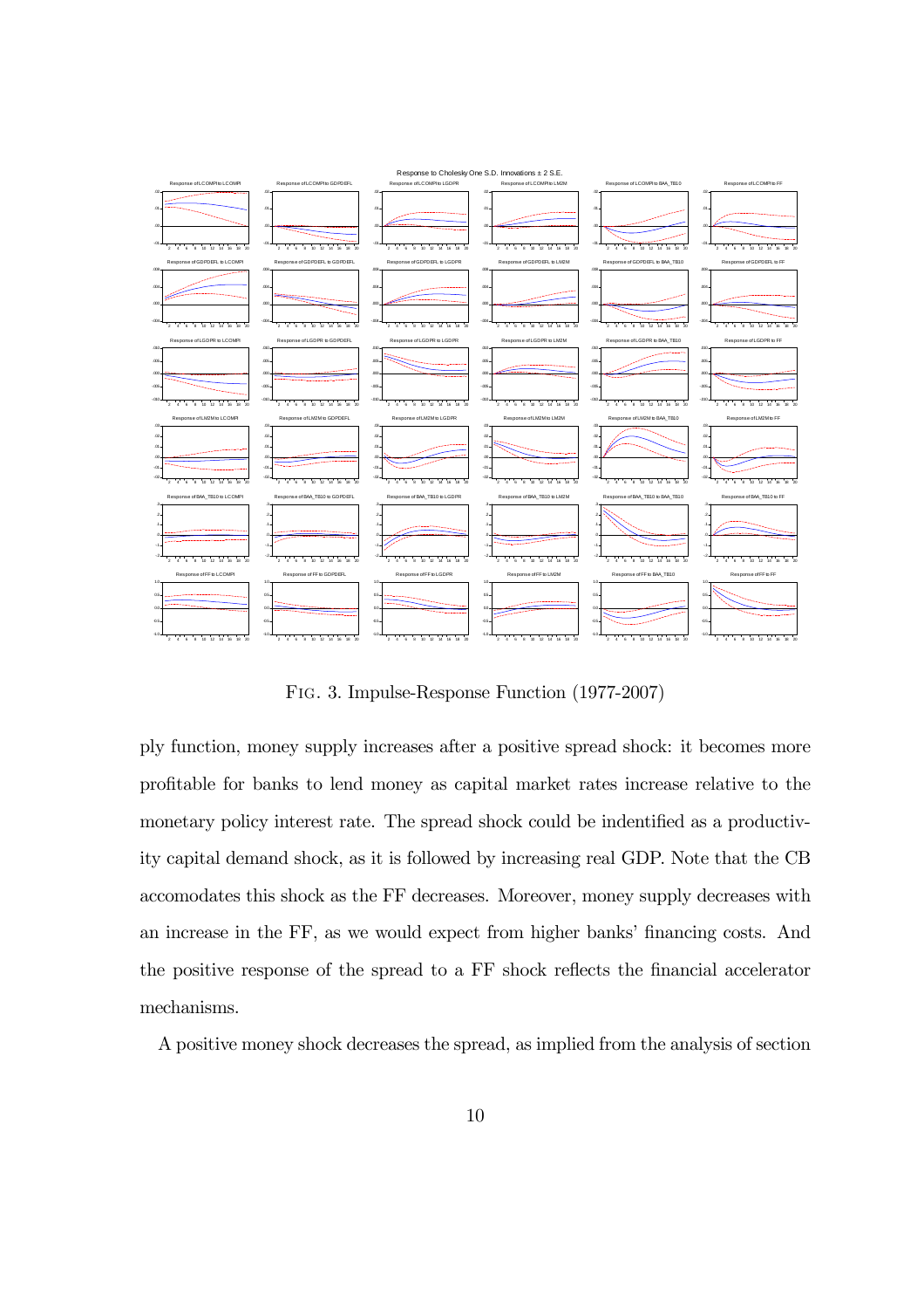FIG. 3. Impulse-Response Function (1977-2007)

ply function, money supply increases after a positive spread shock: it becomes more profitable for banks to lend money as capital market rates increase relative to the monetary policy interest rate. The spread shock could be indentified as a productivity capital demand shock, as it is followed by increasing real GDP. Note that the CB accomodates this shock as the FF decreases. Moreover, money supply decreases with an increase in the FF, as we would expect from higher banks' financing costs. And the positive response of the spread to a FF shock reflects the financial accelerator mechanisms.

A positive money shock decreases the spread, as implied from the analysis of section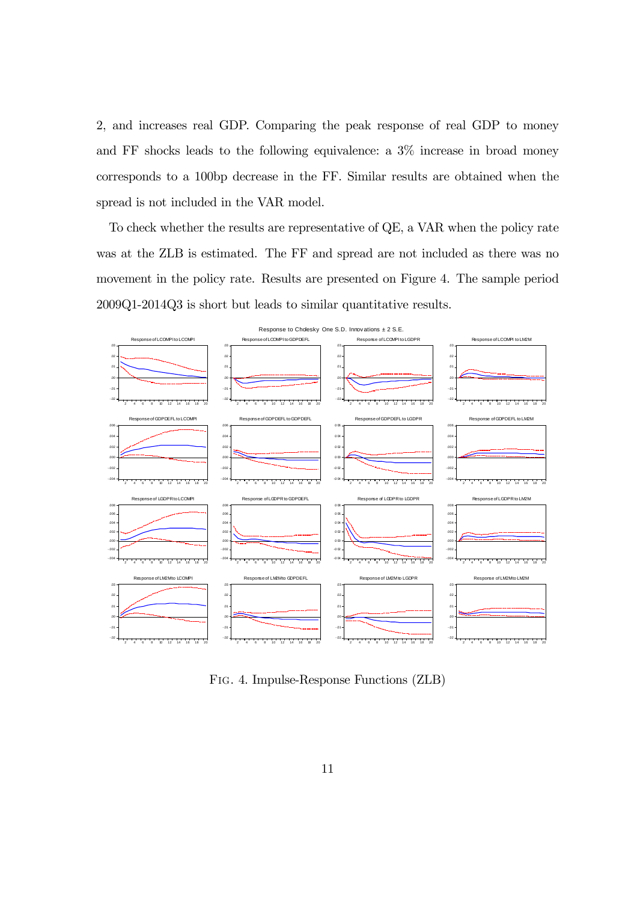2, and increases real GDP. Comparing the peak response of real GDP to money and FF shocks leads to the following equivalence: a 3% increase in broad money corresponds to a 100bp decrease in the FF. Similar results are obtained when the spread is not included in the VAR model.

To check whether the results are representative of QE, a VAR when the policy rate was at the ZLB is estimated. The FF and spread are not included as there was no movement in the policy rate. Results are presented on Figure 4. The sample period 2009Q1-2014Q3 is short but leads to similar quantitative results.

FIG. 4. Impulse-Response Functions (ZLB)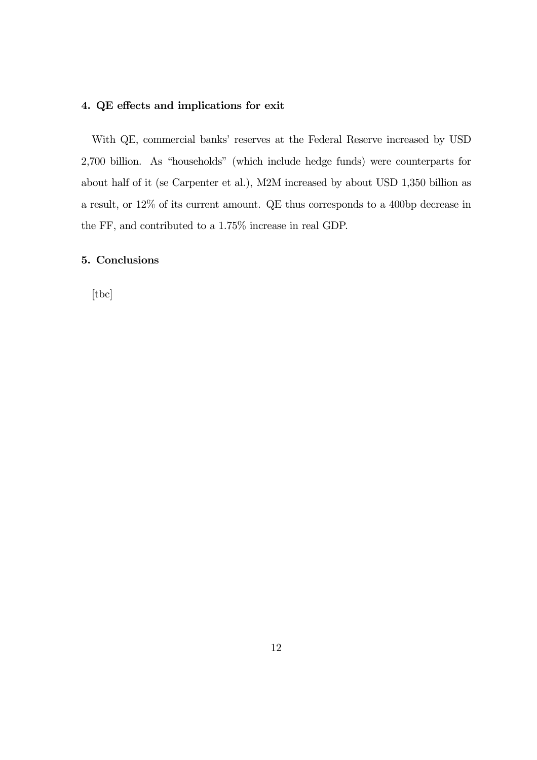## 4. QE effects and implications for exit

With QE, commercial banks' reserves at the Federal Reserve increased by USD 2,700 billion. As "households" (which include hedge funds) were counterparts for about half of it (se Carpenter et al.), M2M increased by about USD 1,350 billion as a result, or 12% of its current amount. QE thus corresponds to a 400bp decrease in the FF, and contributed to a 1.75% increase in real GDP.

## 5. Conclusions

[tbc]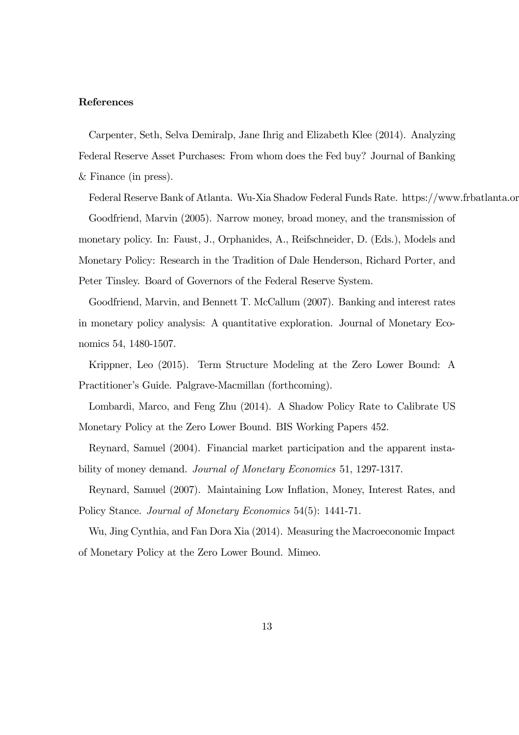**References**

Carpenter, Seth, Selva Demiralp, Jane Ihrig and Elizabeth Klee (2014). Analyzing Federal Reserve Asset Purchases: From whom does the Fed buy? Journal of Banking & Finance (in press).

Federal Reserve Bank of Atlanta. Wu-Xia Shadow Federal Funds Rate. https://www.frbatlanta.or

Goodfriend, Marvin (2005). Narrow money, broad money, and the transmission of monetary policy. In: Faust, J., Orphanides, A., Reifschneider, D. (Eds.), Models and Monetary Policy: Research in the Tradition of Dale Henderson, Richard Porter, and Peter Tinsley. Board of Governors of the Federal Reserve System.

Goodfriend, Marvin, and Bennett T. McCallum (2007). Banking and interest rates in monetary policy analysis: A quantitative exploration. Journal of Monetary Economics 54, 1480-1507.

Krippner, Leo (2015). Term Structure Modeling at the Zero Lower Bound: A Practitioner's Guide. Palgrave-Macmillan (forthcoming).

Lombardi, Marco, and Feng Zhu (2014). A Shadow Policy Rate to Calibrate US Monetary Policy at the Zero Lower Bound. BIS Working Papers 452.

Reynard, Samuel (2004). Financial market participation and the apparent instability of money demand. *Journal of Monetary Economics* 51, 1297-1317.

Reynard, Samuel (2007). Maintaining Low Inflation, Money, Interest Rates, and Policy Stance. *Journal of Monetary Economics* 54(5): 1441-71.

Wu, Jing Cynthia, and Fan Dora Xia (2014). Measuring the Macroeconomic Impact of Monetary Policy at the Zero Lower Bound. Mimeo.